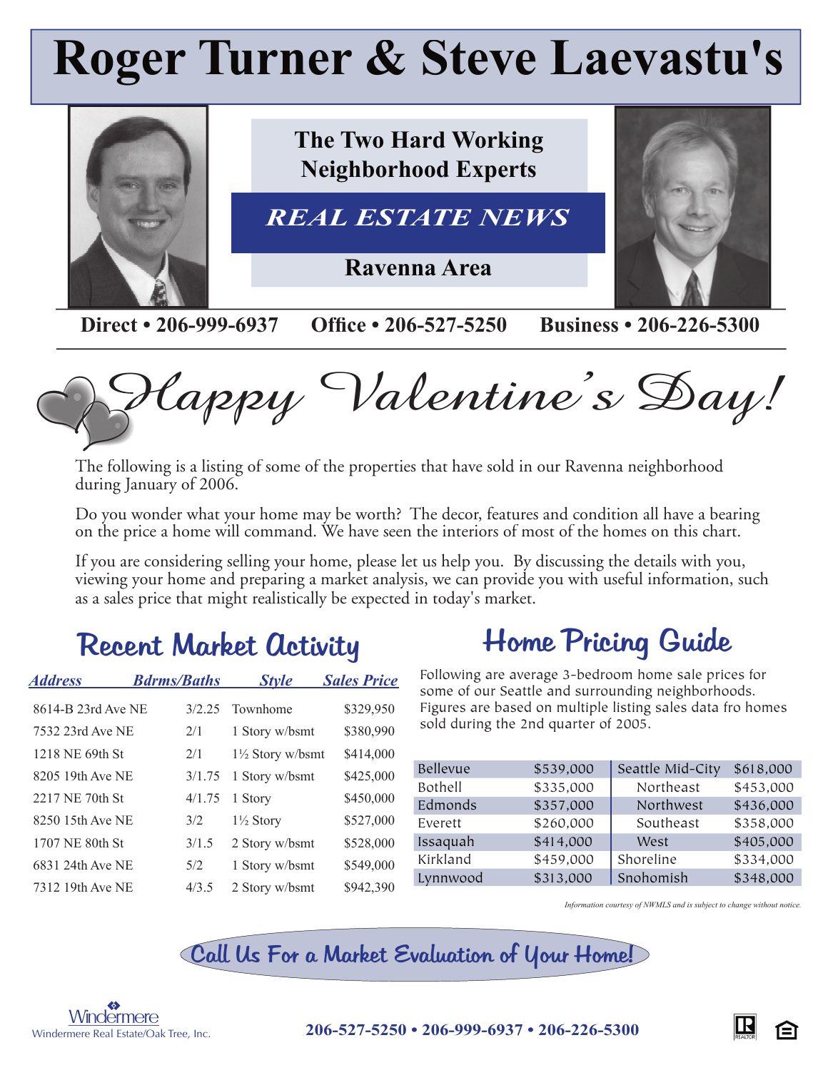# Roger Turner & Steve Laevastu's

**The Two Hard Working Neighborhood Experts**

## *REAL ESTATE NEWS*

**Ravenna Area**

**Direct • 206-999-6937 Office • 206-527-5250 Business • 206-226-5300**

# *Happy Valentine's Day!*

The following is a listing of some of the properties that have sold in our Ravenna neighborhood during January of 2006.

Do you wonder what your home may be worth? The decor, features and condition all have a bearing on the price a home will command. We have seen the interiors of most of the homes on this chart.

If you are considering selling your home, please let us help you. By discussing the details with you, viewing your home and preparing a market analysis, we can provide you with useful information, such as a sales price that might realistically be expected in today's market.

## Recent Market Activity

| Address | Bdrms/Baths | Style | Sales Price |
|---|---|---|---|
| 8614-B 23rd Ave NE | 3/2.25 | Townhome | $329,950 |
| 7532 23rd Ave NE | 2/1 | 1 Story w/bsmt | $380,990 |
| 1218 NE 69th St | 2/1 | 1½ Story w/bsmt | $414,000 |
| 8205 19th Ave NE | 3/1.75 | 1 Story w/bsmt | $425,000 |
| 2217 NE 70th St | 4/1.75 | 1 Story | $450,000 |
| 8250 15th Ave NE | 3/2 | 1½ Story | $527,000 |
| 1707 NE 80th St | 3/1.5 | 2 Story w/bsmt | $528,000 |
| 6831 24th Ave NE | 5/2 | 1 Story w/bsmt | $549,000 |
| 7312 19th Ave NE | 4/3.5 | 2 Story w/bsmt | $942,390 |

## Home Pricing Guide

Following are average 3-bedroom home sale prices for some of our Seattle and surrounding neighborhoods. Figures are based on multiple listing sales data fro homes sold during the 2nd quarter of 2005.

| | | | |
|---|---|---|---|
| Bellevue | $539,000 | Seattle Mid-City | $618,000 |
| Bothell | $335,000 | Northeast | $453,000 |
| Edmonds | $357,000 | Northwest | $436,000 |
| Everett | $260,000 | Southeast | $358,000 |
| Issaquah | $414,000 | West | $405,000 |
| Kirkland | $459,000 | Shoreline | $334,000 |
| Lynnwood | $313,000 | Snohomish | $348,000 |

*Information courtesy of NWMLS and is subject to change without notice.*

## Call Us For a Market Evaluation of Your Home!

Windermere
Windermere Real Estate/Oak Tree, Inc.

**206-527-5250 • 206-999-6937 • 206-226-5300**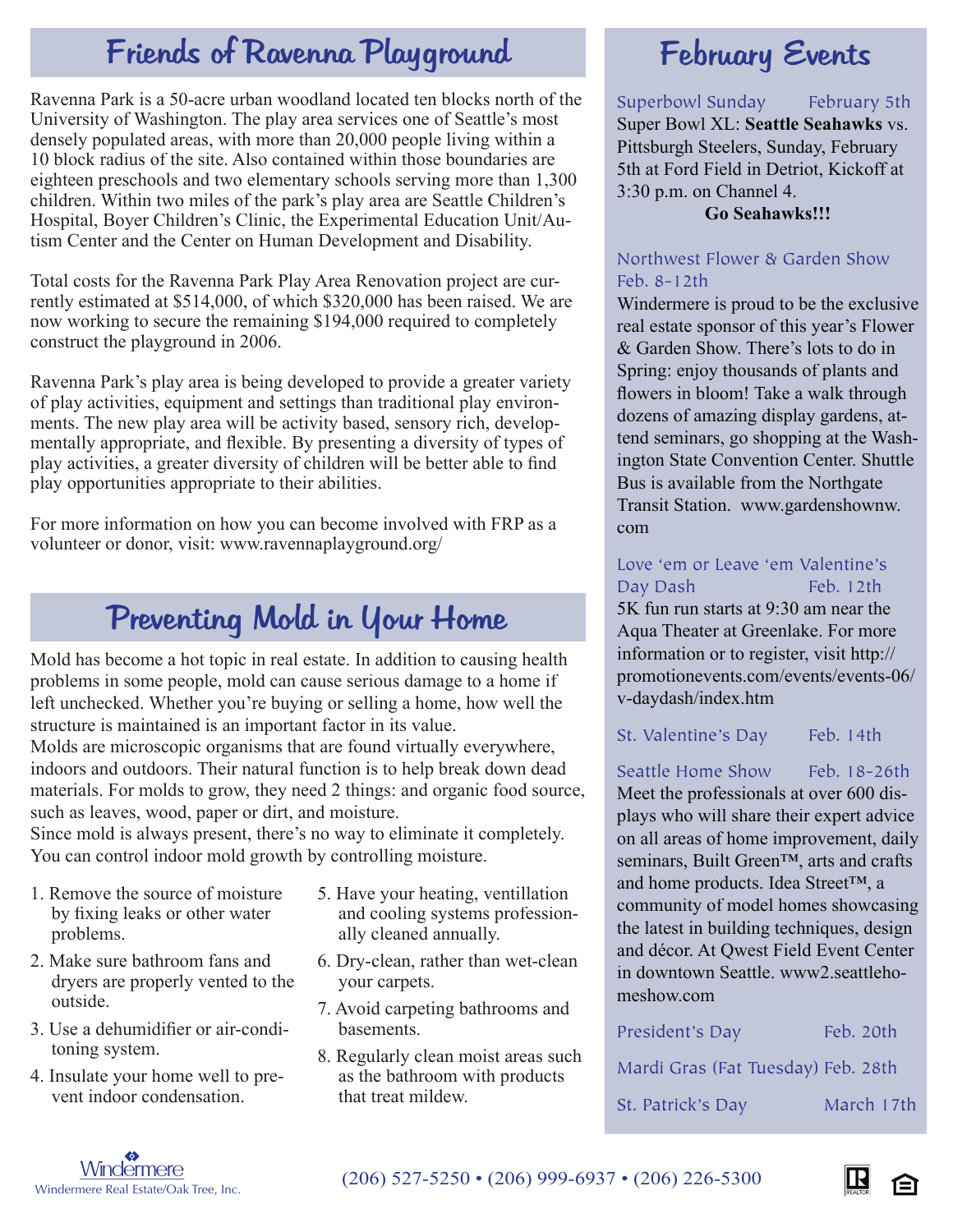## Friends of Ravenna Playground

Ravenna Park is a 50-acre urban woodland located ten blocks north of the University of Washington. The play area services one of Seattle's most densely populated areas, with more than 20,000 people living within a 10 block radius of the site. Also contained within those boundaries are eighteen preschools and two elementary schools serving more than 1,300 children. Within two miles of the park's play area are Seattle Children's Hospital, Boyer Children's Clinic, the Experimental Education Unit/Autism Center and the Center on Human Development and Disability.

Total costs for the Ravenna Park Play Area Renovation project are currently estimated at $514,000, of which $320,000 has been raised. We are now working to secure the remaining $194,000 required to completely construct the playground in 2006.

Ravenna Park's play area is being developed to provide a greater variety of play activities, equipment and settings than traditional play environments. The new play area will be activity based, sensory rich, developmentally appropriate, and flexible. By presenting a diversity of types of play activities, a greater diversity of children will be better able to find play opportunities appropriate to their abilities.

For more information on how you can become involved with FRP as a volunteer or donor, visit: www.ravennaplayground.org/

## Preventing Mold in Your Home

Mold has become a hot topic in real estate. In addition to causing health problems in some people, mold can cause serious damage to a home if left unchecked. Whether you're buying or selling a home, how well the structure is maintained is an important factor in its value.
Molds are microscopic organisms that are found virtually everywhere, indoors and outdoors. Their natural function is to help break down dead materials. For molds to grow, they need 2 things: and organic food source, such as leaves, wood, paper or dirt, and moisture.
Since mold is always present, there's no way to eliminate it completely. You can control indoor mold growth by controlling moisture.

1. Remove the source of moisture by fixing leaks or other water problems.
2. Make sure bathroom fans and dryers are properly vented to the outside.
3. Use a dehumidifier or air-conditioning system.
4. Insulate your home well to prevent indoor condensation.
5. Have your heating, ventillation and cooling systems professionally cleaned annually.
6. Dry-clean, rather than wet-clean your carpets.
7. Avoid carpeting bathrooms and basements.
8. Regularly clean moist areas such as the bathroom with products that treat mildew.

## February Events

Superbowl Sunday February 5th
Super Bowl XL: **Seattle Seahawks** vs. Pittsburgh Steelers, Sunday, February 5th at Ford Field in Detriot, Kickoff at 3:30 p.m. on Channel 4.
**Go Seahawks!!!**

Northwest Flower & Garden Show Feb. 8-12th
Windermere is proud to be the exclusive real estate sponsor of this year's Flower & Garden Show. There's lots to do in Spring: enjoy thousands of plants and flowers in bloom! Take a walk through dozens of amazing display gardens, attend seminars, go shopping at the Washington State Convention Center. Shuttle Bus is available from the Northgate Transit Station. www.gardenshownw.com

Love 'em or Leave 'em Valentine's Day Dash Feb. 12th
5K fun run starts at 9:30 am near the Aqua Theater at Greenlake. For more information or to register, visit http://promotionevents.com/events/events-06/v-daydash/index.htm

St. Valentine's Day Feb. 14th

Seattle Home Show Feb. 18-26th
Meet the professionals at over 600 displays who will share their expert advice on all areas of home improvement, daily seminars, Built Green™, arts and crafts and home products. Idea Street™, a community of model homes showcasing the latest in building techniques, design and décor. At Qwest Field Event Center in downtown Seattle. www2.seattlehomeshow.com

President's Day Feb. 20th

Mardi Gras (Fat Tuesday) Feb. 28th

St. Patrick's Day March 17th

Windermere
Windermere Real Estate/Oak Tree, Inc.

(206) 527-5250 • (206) 999-6937 • (206) 226-5300